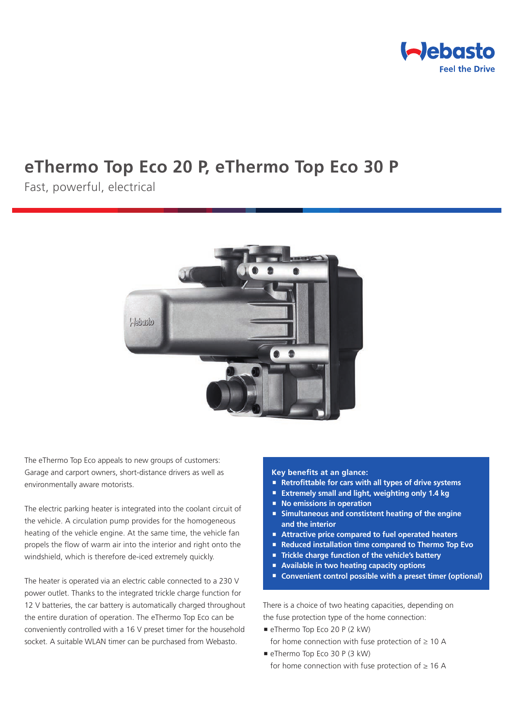# eThermo Top Eco 20 P, eThermo Top Eco 30 P

Fast, powerful, electrical

The eThermo Top Eco appeals to new groups of customers: Garage and carport owners, short-distance drivers as well as environmentally aware motorists.

The electric parking heater is integrated into the coolant circuit of the vehicle. A circulation pump provides for the homogeneous heating of the vehicle engine. At the same time, the vehicle fan propels the flow of warm air into the interior and right onto the windshield, which is therefore de-iced extremely quickly.

The heater is operated via an electric cable connected to a 230 V power outlet. Thanks to the integrated trickle charge function for 12 V batteries, the car battery is automatically charged throughout the entire duration of operation. The eThermo Top Eco can be conveniently controlled with a 16 V preset timer for the household socket. A suitable WLAN timer can be purchased from Webasto.

**Key benefits at an glance:**

- **Retrofittable for cars with all types of drive systems**
- **Extremely small and light, weighting only 1.4 kg**
- **No emissions in operation**
- **Simultaneous and constistent heating of the engine and the interior**
- **Attractive price compared to fuel operated heaters**
- **Reduced installation time compared to Thermo Top Evo**
- **Trickle charge function of the vehicle's battery**
- **Available in two heating capacity options**
- **Convenient control possible with a preset timer (optional)**

There is a choice of two heating capacities, depending on the fuse protection type of the home connection:

- eThermo Top Eco 20 P (2 kW) for home connection with fuse protection of ≥ 10 A
- eThermo Top Eco 30 P (3 kW) for home connection with fuse protection of ≥ 16 A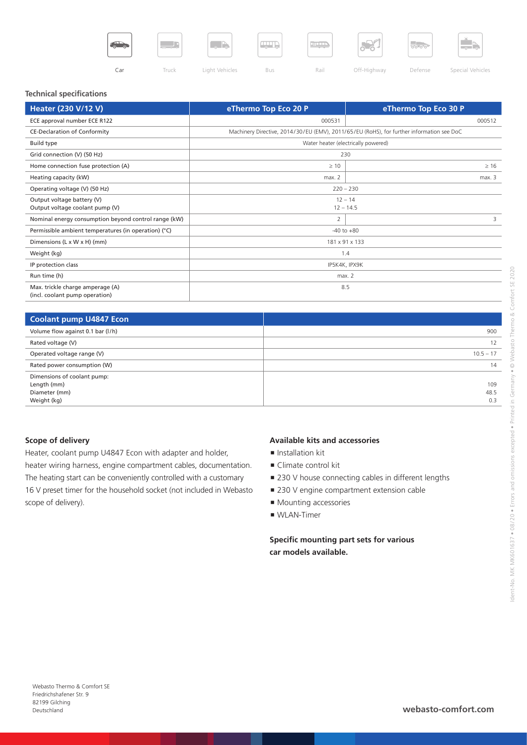Car Truck Light Vehicles Bus Rail Off-Highway Defense Special Vehicles

## Technical specifications

| Heater (230 V/12 V) | eThermo Top Eco 20 P | eThermo Top Eco 30 P |
|---|---|---|
| ECE approval number ECE R122 | 000531 | 000512 |
| CE-Declaration of Conformity | Machinery Directive, 2014/30/EU (EMV), 2011/65/EU (RoHS), for further information see DoC | |
| Build type | Water heater (electrically powered) | |
| Grid connection (V) (50 Hz) | 230 | |
| Home connection fuse protection (A) | ≥ 10 | ≥ 16 |
| Heating capacity (kW) | max. 2 | max. 3 |
| Operating voltage (V) (50 Hz) | 220 – 230 | |
| Output voltage battery (V)<br>Output voltage coolant pump (V) | 12 – 14<br>12 – 14.5 | |
| Nominal energy consumption beyond control range (kW) | 2 | 3 |
| Permissible ambient temperatures (in operation) (°C) | -40 to +80 | |
| Dimensions (L x W x H) (mm) | 181 x 91 x 133 | |
| Weight (kg) | 1.4 | |
| IP protection class | IP5K4K, IPX9K | |
| Run time (h) | max. 2 | |
| Max. trickle charge amperage (A)<br>(incl. coolant pump operation) | 8.5 | |

| Coolant pump U4847 Econ | |
|---|---|
| Volume flow against 0.1 bar (l/h) | 900 |
| Rated voltage (V) | 12 |
| Operated voltage range (V) | 10.5 – 17 |
| Rated power consumption (W) | 14 |
| Dimensions of coolant pump:<br>Length (mm)<br>Diameter (mm)<br>Weight (kg) | <br>109<br>48.5<br>0.3 |

### Scope of delivery

Heater, coolant pump U4847 Econ with adapter and holder, heater wiring harness, engine compartment cables, documentation. The heating start can be conveniently controlled with a customary 16 V preset timer for the household socket (not included in Webasto scope of delivery).

### Available kits and accessories

- Installation kit
- Climate control kit
- 230 V house connecting cables in different lengths
- 230 V engine compartment extension cable
- Mounting accessories
- WLAN-Timer

**Specific mounting part sets for various car models available.**

Ident-No. MK MK601637 • 08/20 • Errors and omissions excepted • Printed in Germany • © Webasto Thermo & Comfort SE 2020

Webasto Thermo & Comfort SE
Friedrichshafener Str. 9
82199 Gilching
Deutschland

**webasto-comfort.com**